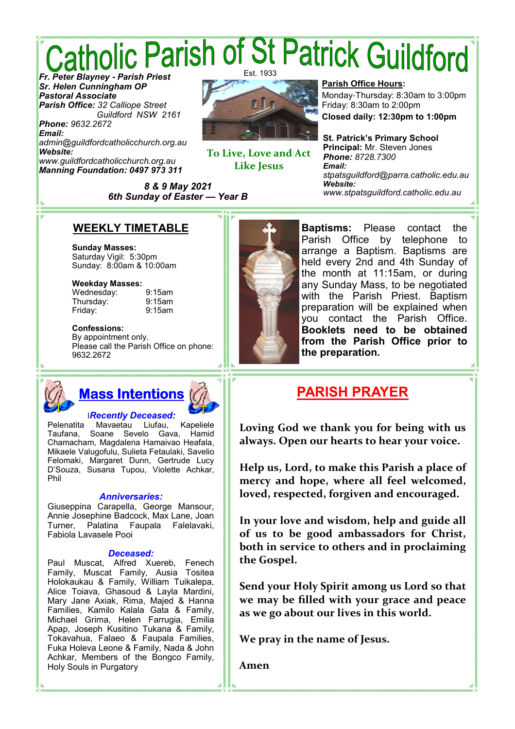# Catholic Parish of St Patrick Guildford

Est. 1933

***Fr. Peter Blayney - Parish Priest***
***Sr. Helen Cunningham OP***
***Pastoral Associate***
***Parish Office:*** *32 Calliope Street Guildford NSW 2161*
***Phone:*** *9632.2672*
***Email:*** *admin@guildfordcatholicchurch.org.au*
***Website:*** *www.guildfordcatholicchurch.org.au*
***Manning Foundation: 0497 973 311***

**To Live, Love and Act Like Jesus**

**Parish Office Hours:**
Monday-Thursday: 8:30am to 3:00pm
Friday: 8:30am to 2:00pm
**Closed daily: 12:30pm to 1:00pm**

**St. Patrick's Primary School**
**Principal:** Mr. Steven Jones
***Phone:*** *8728.7300*
***Email:*** *stpatsguildford@parra.catholic.edu.au*
***Website:*** *www.stpatsguildford.catholic.edu.au*

***8 & 9 May 2021***
***6th Sunday of Easter — Year B***

## WEEKLY TIMETABLE

**Sunday Masses:**
Saturday Vigil: 5:30pm
Sunday: 8:00am & 10:00am

**Weekday Masses:**
Wednesday: 9:15am
Thursday: 9:15am
Friday: 9:15am

**Confessions:**
By appointment only.
Please call the Parish Office on phone: 9632.2672

**Baptisms:** Please contact the Parish Office by telephone to arrange a Baptism. Baptisms are held every 2nd and 4th Sunday of the month at 11:15am, or during any Sunday Mass, to be negotiated with the Parish Priest. Baptism preparation will be explained when you contact the Parish Office. **Booklets need to be obtained from the Parish Office prior to the preparation.**

## Mass Intentions

***Recently Deceased:***
Pelenatita Mavaetau Liufau, Kapeliele Taufana, Soane Sevelo Gava, Hamid Chamacham, Magdalena Hamaivao Heafala, Mikaele Valugofulu, Sulieta Fetaulaki, Savelio Felomaki, Margaret Dunn, Gertrude Lucy D'Souza, Susana Tupou, Violette Achkar, Phil

***Anniversaries:***
Giuseppina Carapella, George Mansour, Annie Josephine Badcock, Max Lane, Joan Turner, Palatina Faupala Falelavaki, Fabiola Lavasele Pooi

***Deceased:***
Paul Muscat, Alfred Xuereb, Fenech Family, Muscat Family, Ausia Tositea Holokaukau & Family, William Tuikalepa, Alice Toiava, Ghasoud & Layla Mardini, Mary Jane Axiak, Rima, Majed & Hanna Families, Kamilo Kalala Gata & Family, Michael Grima, Helen Farrugia, Emilia Apap, Joseph Kusitino Tukana & Family, Tokavahua, Falaeo & Faupala Families, Fuka Holeva Leone & Family, Nada & John Achkar, Members of the Bongco Family, Holy Souls in Purgatory

## PARISH PRAYER

**Loving God we thank you for being with us always. Open our hearts to hear your voice.**

**Help us, Lord, to make this Parish a place of mercy and hope, where all feel welcomed, loved, respected, forgiven and encouraged.**

**In your love and wisdom, help and guide all of us to be good ambassadors for Christ, both in service to others and in proclaiming the Gospel.**

**Send your Holy Spirit among us Lord so that we may be filled with your grace and peace as we go about our lives in this world.**

**We pray in the name of Jesus.**

**Amen**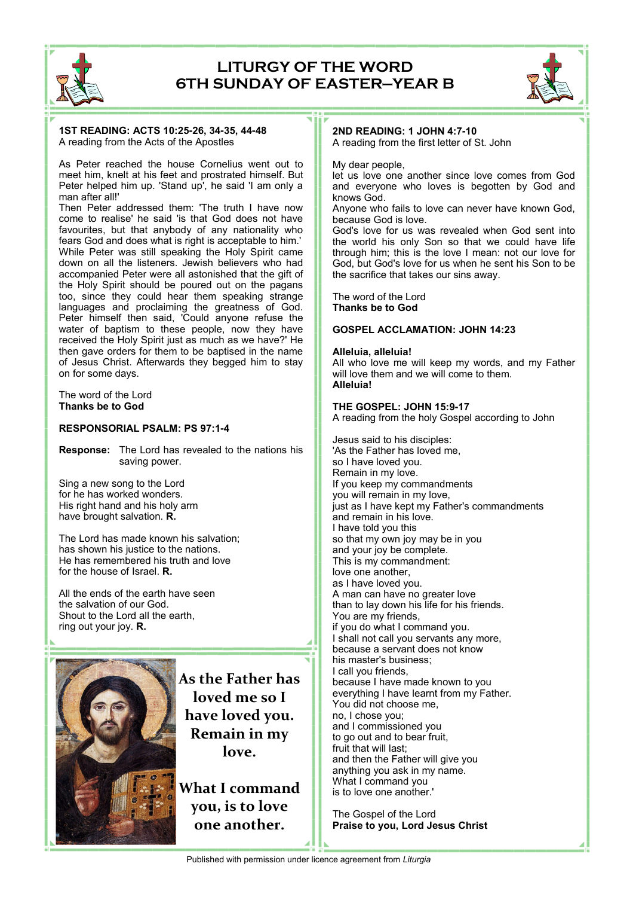# LITURGY OF THE WORD
# 6TH SUNDAY OF EASTER–YEAR B

**1ST READING: ACTS 10:25-26, 34-35, 44-48**
A reading from the Acts of the Apostles

As Peter reached the house Cornelius went out to meet him, knelt at his feet and prostrated himself. But Peter helped him up. 'Stand up', he said 'I am only a man after all!'
Then Peter addressed them: 'The truth I have now come to realise' he said 'is that God does not have favourites, but that anybody of any nationality who fears God and does what is right is acceptable to him.'
While Peter was still speaking the Holy Spirit came down on all the listeners. Jewish believers who had accompanied Peter were all astonished that the gift of the Holy Spirit should be poured out on the pagans too, since they could hear them speaking strange languages and proclaiming the greatness of God. Peter himself then said, 'Could anyone refuse the water of baptism to these people, now they have received the Holy Spirit just as much as we have?' He then gave orders for them to be baptised in the name of Jesus Christ. Afterwards they begged him to stay on for some days.

The word of the Lord
**Thanks be to God**

**RESPONSORIAL PSALM: PS 97:1-4**

**Response:** The Lord has revealed to the nations his saving power.

Sing a new song to the Lord
for he has worked wonders.
His right hand and his holy arm
have brought salvation. **R.**

The Lord has made known his salvation;
has shown his justice to the nations.
He has remembered his truth and love
for the house of Israel. **R.**

All the ends of the earth have seen
the salvation of our God.
Shout to the Lord all the earth,
ring out your joy. **R.**

As the Father has loved me so I have loved you. Remain in my love.

What I command you, is to love one another.

**2ND READING: 1 JOHN 4:7-10**
A reading from the first letter of St. John

My dear people,
let us love one another since love comes from God and everyone who loves is begotten by God and knows God.
Anyone who fails to love can never have known God, because God is love.
God's love for us was revealed when God sent into the world his only Son so that we could have life through him; this is the love I mean: not our love for God, but God's love for us when he sent his Son to be the sacrifice that takes our sins away.

The word of the Lord
**Thanks be to God**

**GOSPEL ACCLAMATION: JOHN 14:23**

**Alleluia, alleluia!**
All who love me will keep my words, and my Father will love them and we will come to them.
**Alleluia!**

**THE GOSPEL: JOHN 15:9-17**
A reading from the holy Gospel according to John

Jesus said to his disciples:
'As the Father has loved me,
so I have loved you.
Remain in my love.
If you keep my commandments
you will remain in my love,
just as I have kept my Father's commandments
and remain in his love.
I have told you this
so that my own joy may be in you
and your joy be complete.
This is my commandment:
love one another,
as I have loved you.
A man can have no greater love
than to lay down his life for his friends.
You are my friends,
if you do what I command you.
I shall not call you servants any more,
because a servant does not know
his master's business;
I call you friends,
because I have made known to you
everything I have learnt from my Father.
You did not choose me,
no, I chose you;
and I commissioned you
to go out and to bear fruit,
fruit that will last;
and then the Father will give you
anything you ask in my name.
What I command you
is to love one another.'

The Gospel of the Lord
**Praise to you, Lord Jesus Christ**

Published with permission under licence agreement from *Liturgia*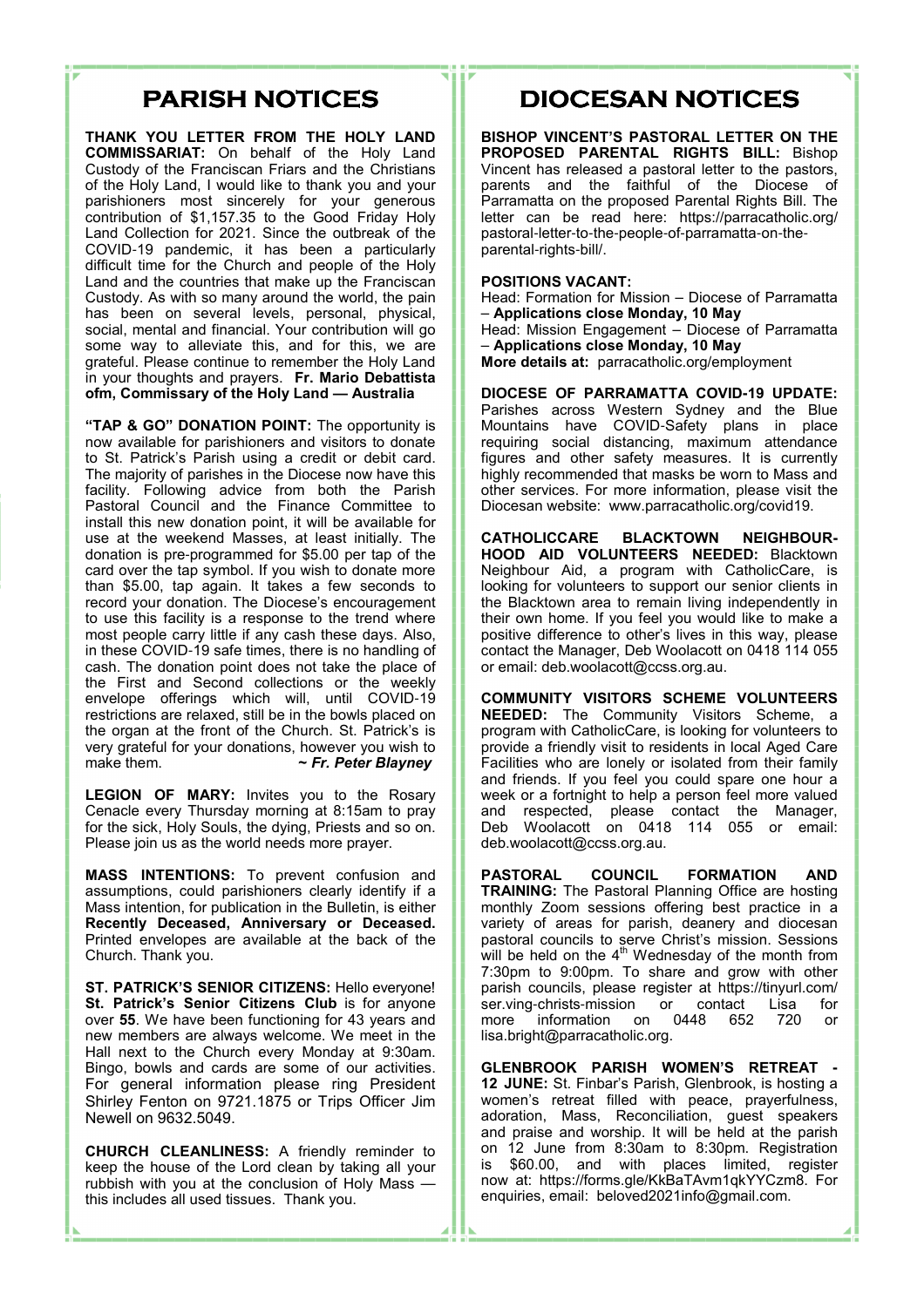# PARISH NOTICES

**THANK YOU LETTER FROM THE HOLY LAND COMMISSARIAT:** On behalf of the Holy Land Custody of the Franciscan Friars and the Christians of the Holy Land, I would like to thank you and your parishioners most sincerely for your generous contribution of $1,157.35 to the Good Friday Holy Land Collection for 2021. Since the outbreak of the COVID-19 pandemic, it has been a particularly difficult time for the Church and people of the Holy Land and the countries that make up the Franciscan Custody. As with so many around the world, the pain has been on several levels, personal, physical, social, mental and financial. Your contribution will go some way to alleviate this, and for this, we are grateful. Please continue to remember the Holy Land in your thoughts and prayers. **Fr. Mario Debattista ofm, Commissary of the Holy Land — Australia**

**"TAP & GO" DONATION POINT:** The opportunity is now available for parishioners and visitors to donate to St. Patrick's Parish using a credit or debit card. The majority of parishes in the Diocese now have this facility. Following advice from both the Parish Pastoral Council and the Finance Committee to install this new donation point, it will be available for use at the weekend Masses, at least initially. The donation is pre-programmed for $5.00 per tap of the card over the tap symbol. If you wish to donate more than $5.00, tap again. It takes a few seconds to record your donation. The Diocese's encouragement to use this facility is a response to the trend where most people carry little if any cash these days. Also, in these COVID-19 safe times, there is no handling of cash. The donation point does not take the place of the First and Second collections or the weekly envelope offerings which will, until COVID-19 restrictions are relaxed, still be in the bowls placed on the organ at the front of the Church. St. Patrick's is very grateful for your donations, however you wish to make them. ***~ Fr. Peter Blayney***

**LEGION OF MARY:** Invites you to the Rosary Cenacle every Thursday morning at 8:15am to pray for the sick, Holy Souls, the dying, Priests and so on. Please join us as the world needs more prayer.

**MASS INTENTIONS:** To prevent confusion and assumptions, could parishioners clearly identify if a Mass intention, for publication in the Bulletin, is either **Recently Deceased, Anniversary or Deceased.** Printed envelopes are available at the back of the Church. Thank you.

**ST. PATRICK'S SENIOR CITIZENS:** Hello everyone! **St. Patrick's Senior Citizens Club** is for anyone over **55**. We have been functioning for 43 years and new members are always welcome. We meet in the Hall next to the Church every Monday at 9:30am. Bingo, bowls and cards are some of our activities. For general information please ring President Shirley Fenton on 9721.1875 or Trips Officer Jim Newell on 9632.5049.

**CHURCH CLEANLINESS:** A friendly reminder to keep the house of the Lord clean by taking all your rubbish with you at the conclusion of Holy Mass — this includes all used tissues. Thank you.

# DIOCESAN NOTICES

**BISHOP VINCENT'S PASTORAL LETTER ON THE PROPOSED PARENTAL RIGHTS BILL:** Bishop Vincent has released a pastoral letter to the pastors, parents and the faithful of the Diocese of Parramatta on the proposed Parental Rights Bill. The letter can be read here: https://parracatholic.org/pastoral-letter-to-the-people-of-parramatta-on-the-parental-rights-bill/.

**POSITIONS VACANT:**
Head: Formation for Mission – Diocese of Parramatta – **Applications close Monday, 10 May**
Head: Mission Engagement – Diocese of Parramatta – **Applications close Monday, 10 May**
**More details at:** parracatholic.org/employment

**DIOCESE OF PARRAMATTA COVID-19 UPDATE:** Parishes across Western Sydney and the Blue Mountains have COVID-Safety plans in place requiring social distancing, maximum attendance figures and other safety measures. It is currently highly recommended that masks be worn to Mass and other services. For more information, please visit the Diocesan website: www.parracatholic.org/covid19.

**CATHOLICCARE BLACKTOWN NEIGHBOURHOOD AID VOLUNTEERS NEEDED:** Blacktown Neighbour Aid, a program with CatholicCare, is looking for volunteers to support our senior clients in the Blacktown area to remain living independently in their own home. If you feel you would like to make a positive difference to other's lives in this way, please contact the Manager, Deb Woolacott on 0418 114 055 or email: deb.woolacott@ccss.org.au.

**COMMUNITY VISITORS SCHEME VOLUNTEERS NEEDED:** The Community Visitors Scheme, a program with CatholicCare, is looking for volunteers to provide a friendly visit to residents in local Aged Care Facilities who are lonely or isolated from their family and friends. If you feel you could spare one hour a week or a fortnight to help a person feel more valued and respected, please contact the Manager, Deb Woolacott on 0418 114 055 or email: deb.woolacott@ccss.org.au.

**PASTORAL COUNCIL FORMATION AND TRAINING:** The Pastoral Planning Office are hosting monthly Zoom sessions offering best practice in a variety of areas for parish, deanery and diocesan pastoral councils to serve Christ's mission. Sessions will be held on the 4th Wednesday of the month from 7:30pm to 9:00pm. To share and grow with other parish councils, please register at https://tinyurl.com/ser.ving-christs-mission or contact Lisa for more information on 0448 652 720 or lisa.bright@parracatholic.org.

**GLENBROOK PARISH WOMEN'S RETREAT - 12 JUNE:** St. Finbar's Parish, Glenbrook, is hosting a women's retreat filled with peace, prayerfulness, adoration, Mass, Reconciliation, guest speakers and praise and worship. It will be held at the parish on 12 June from 8:30am to 8:30pm. Registration is $60.00, and with places limited, register now at: https://forms.gle/KkBaTAvm1qkYYCzm8. For enquiries, email: beloved2021info@gmail.com.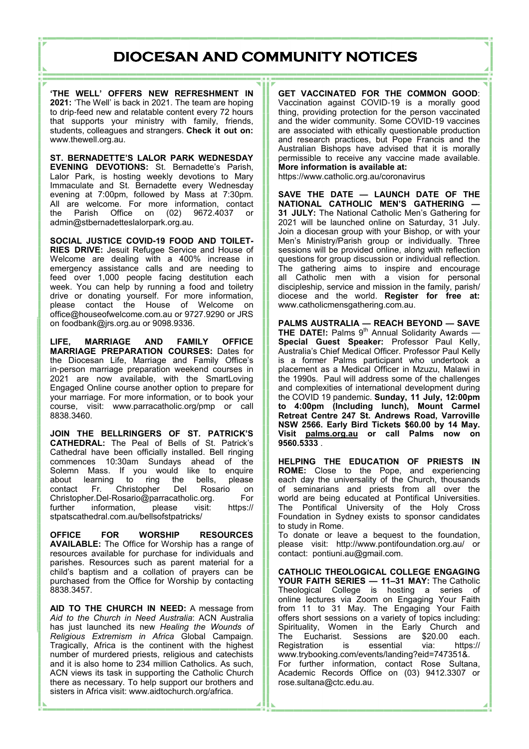# DIOCESAN AND COMMUNITY NOTICES

**'THE WELL' OFFERS NEW REFRESHMENT IN 2021:** 'The Well' is back in 2021. The team are hoping to drip-feed new and relatable content every 72 hours that supports your ministry with family, friends, students, colleagues and strangers. **Check it out on:** www.thewell.org.au.

**ST. BERNADETTE'S LALOR PARK WEDNESDAY EVENING DEVOTIONS:** St. Bernadette's Parish, Lalor Park, is hosting weekly devotions to Mary Immaculate and St. Bernadette every Wednesday evening at 7:00pm, followed by Mass at 7:30pm. All are welcome. For more information, contact the Parish Office on (02) 9672.4037 or admin@stbernadetteslalorpark.org.au.

**SOCIAL JUSTICE COVID-19 FOOD AND TOILETRIES DRIVE:** Jesuit Refugee Service and House of Welcome are dealing with a 400% increase in emergency assistance calls and are needing to feed over 1,000 people facing destitution each week. You can help by running a food and toiletry drive or donating yourself. For more information, please contact the House of Welcome on office@houseofwelcome.com.au or 9727.9290 or JRS on foodbank@jrs.org.au or 9098.9336.

**LIFE, MARRIAGE AND FAMILY OFFICE MARRIAGE PREPARATION COURSES:** Dates for the Diocesan Life, Marriage and Family Office's in-person marriage preparation weekend courses in 2021 are now available, with the SmartLoving Engaged Online course another option to prepare for your marriage. For more information, or to book your course, visit: www.parracatholic.org/pmp or call 8838.3460.

**JOIN THE BELLRINGERS OF ST. PATRICK'S CATHEDRAL:** The Peal of Bells of St. Patrick's Cathedral have been officially installed. Bell ringing commences 10:30am Sundays ahead of the Solemn Mass. If you would like to enquire about learning to ring the bells, please contact Fr. Christopher Del Rosario on Christopher.Del-Rosario@parracatholic.org. For further information, please visit: https://stpatscathedral.com.au/bellsofstpatricks/

**OFFICE FOR WORSHIP RESOURCES AVAILABLE:** The Office for Worship has a range of resources available for purchase for individuals and parishes. Resources such as parent material for a child's baptism and a collation of prayers can be purchased from the Office for Worship by contacting 8838.3457.

**AID TO THE CHURCH IN NEED:** A message from *Aid to the Church in Need Australia*: ACN Australia has just launched its new *Healing the Wounds of Religious Extremism in Africa* Global Campaign. Tragically, Africa is the continent with the highest number of murdered priests, religious and catechists and it is also home to 234 million Catholics. As such, ACN views its task in supporting the Catholic Church there as necessary. To help support our brothers and sisters in Africa visit: www.aidtochurch.org/africa.

**GET VACCINATED FOR THE COMMON GOOD**: Vaccination against COVID-19 is a morally good thing, providing protection for the person vaccinated and the wider community. Some COVID-19 vaccines are associated with ethically questionable production and research practices, but Pope Francis and the Australian Bishops have advised that it is morally permissible to receive any vaccine made available. **More information is available at:** https://www.catholic.org.au/coronavirus

**SAVE THE DATE — LAUNCH DATE OF THE NATIONAL CATHOLIC MEN'S GATHERING — 31 JULY:** The National Catholic Men's Gathering for 2021 will be launched online on Saturday, 31 July. Join a diocesan group with your Bishop, or with your Men's Ministry/Parish group or individually. Three sessions will be provided online, along with reflection questions for group discussion or individual reflection. The gathering aims to inspire and encourage all Catholic men with a vision for personal discipleship, service and mission in the family, parish/ diocese and the world. **Register for free at:** www.catholicmensgathering.com.au.

**PALMS AUSTRALIA — REACH BEYOND — SAVE THE DATE!:** Palms 9th Annual Solidarity Awards — **Special Guest Speaker:** Professor Paul Kelly, Australia's Chief Medical Officer. Professor Paul Kelly is a former Palms participant who undertook a placement as a Medical Officer in Mzuzu, Malawi in the 1990s. Paul will address some of the challenges and complexities of international development during the COVID 19 pandemic. **Sunday, 11 July, 12:00pm to 4:00pm (Including lunch), Mount Carmel Retreat Centre 247 St. Andrews Road, Varroville NSW 2566. Early Bird Tickets $60.00 by 14 May. Visit palms.org.au or call Palms now on 9560.5333** .

**HELPING THE EDUCATION OF PRIESTS IN ROME:** Close to the Pope, and experiencing each day the universality of the Church, thousands of seminarians and priests from all over the world are being educated at Pontifical Universities. The Pontifical University of the Holy Cross Foundation in Sydney exists to sponsor candidates to study in Rome.

To donate or leave a bequest to the foundation, please visit: http://www.pontifoundation.org.au/ or contact: pontiuni.au@gmail.com.

**CATHOLIC THEOLOGICAL COLLEGE ENGAGING YOUR FAITH SERIES — 11–31 MAY:** The Catholic Theological College is hosting a series of online lectures via Zoom on Engaging Your Faith from 11 to 31 May. The Engaging Your Faith offers short sessions on a variety of topics including: Spirituality, Women in the Early Church and The Eucharist. Sessions are $20.00 each. Registration is essential via: https://www.trybooking.com/events/landing?eid=747351&.

For further information, contact Rose Sultana, Academic Records Office on (03) 9412.3307 or rose.sultana@ctc.edu.au.